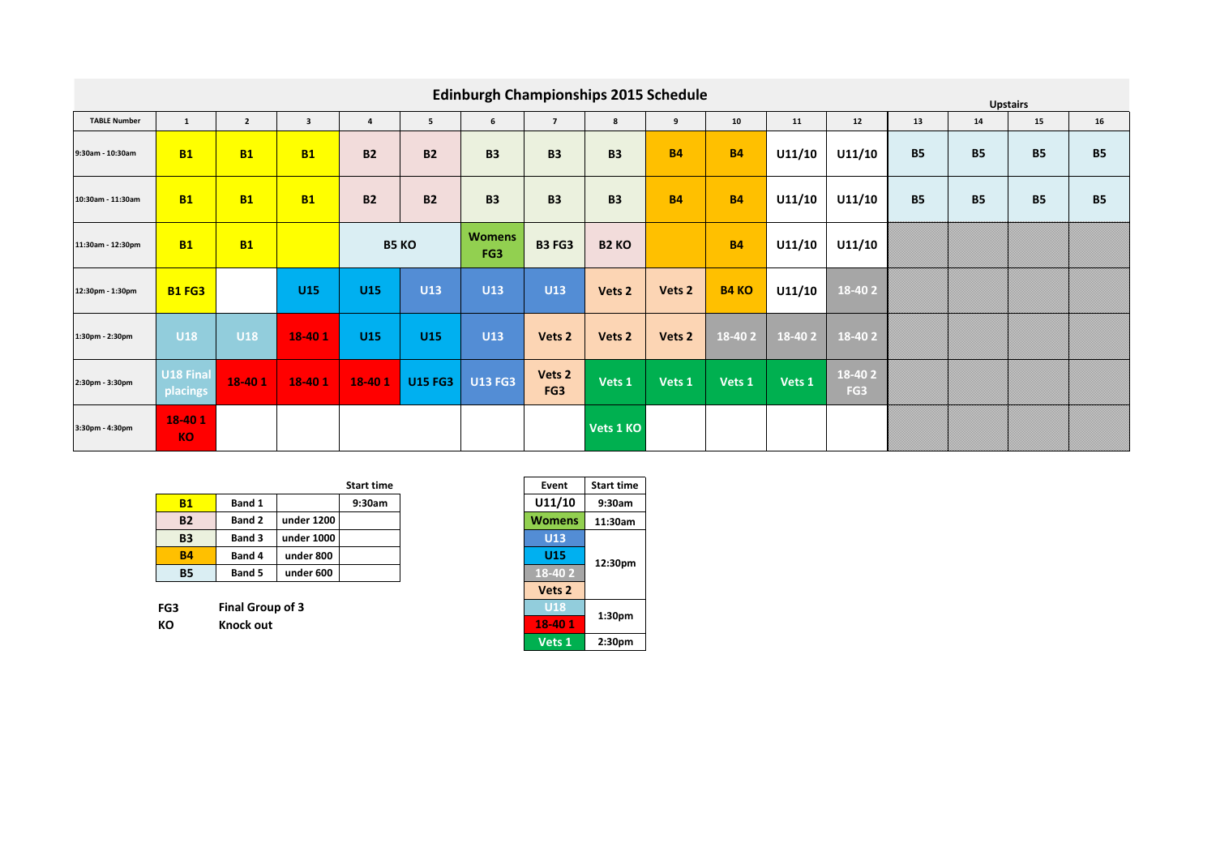# Edinburgh Championships 2015 Schedule

| TABLE Number | 1 | 2 | 3 | 4 | 5 | 6 | 7 | 8 | 9 | 10 | 11 | 12 | 13 | 14 | 15 | 16 |
|---|---|---|---|---|---|---|---|---|---|---|---|---|---|---|---|---|
| | | | | | | | | | | | | | Upstairs | | | |
| 9:30am - 10:30am | B1 | B1 | B1 | B2 | B2 | B3 | B3 | B3 | B4 | B4 | U11/10 | U11/10 | B5 | B5 | B5 | B5 |
| 10:30am - 11:30am | B1 | B1 | B1 | B2 | B2 | B3 | B3 | B3 | B4 | B4 | U11/10 | U11/10 | B5 | B5 | B5 | B5 |
| 11:30am - 12:30pm | B1 | B1 | | B5 KO | | Womens FG3 | B3 FG3 | B2 KO | | B4 | U11/10 | U11/10 | | | | |
| 12:30pm - 1:30pm | B1 FG3 | | U15 | U15 | U13 | U13 | U13 | Vets 2 | Vets 2 | B4 KO | U11/10 | 18-40 2 | | | | |
| 1:30pm - 2:30pm | U18 | U18 | 18-40 1 | U15 | U15 | U13 | Vets 2 | Vets 2 | Vets 2 | 18-40 2 | 18-40 2 | 18-40 2 | | | | |
| 2:30pm - 3:30pm | U18 Final placings | 18-40 1 | 18-40 1 | 18-40 1 | U15 FG3 | U13 FG3 | Vets 2 FG3 | Vets 1 | Vets 1 | Vets 1 | Vets 1 | 18-40 2 FG3 | | | | |
| 3:30pm - 4:30pm | 18-40 1 KO | | | | | | | Vets 1 KO | | | | | | | | |

| | | | Start time |
|---|---|---|---|
| B1 | Band 1 | | 9:30am |
| B2 | Band 2 | under 1200 | |
| B3 | Band 3 | under 1000 | |
| B4 | Band 4 | under 800 | |
| B5 | Band 5 | under 600 | |

**FG3** Final Group of 3
**KO** Knock out

| Event | Start time |
|---|---|
| U11/10 | 9:30am |
| Womens | 11:30am |
| U13 | 12:30pm |
| U15 | 12:30pm |
| 18-40 2 | 12:30pm |
| Vets 2 | 12:30pm |
| U18 | 1:30pm |
| 18-40 1 | 1:30pm |
| Vets 1 | 2:30pm |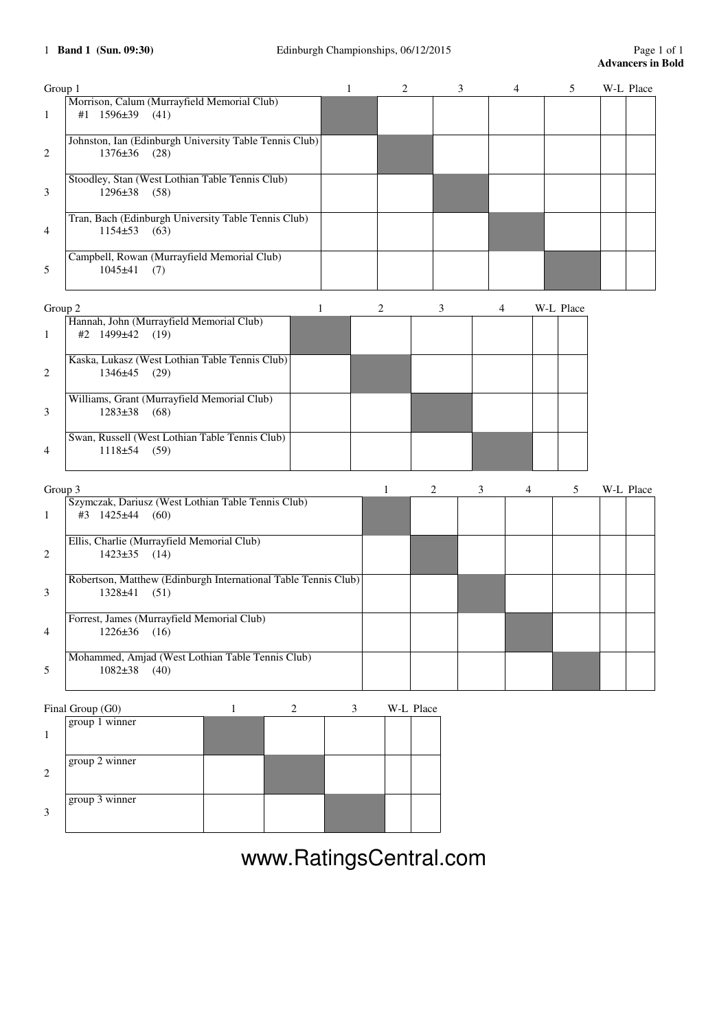1 **Band 1 (Sun. 09:30)** Edinburgh Championships, 06/12/2015

**Advancers in Bold**

| Group 1 | | 1 | 2 | 3 | 4 | 5 | W-L | Place |
|---|---|---|---|---|---|---|---|---|
| 1 | Morrison, Calum (Murrayfield Memorial Club) #1 1596±39 (41) | | | | | | | |
| 2 | Johnston, Ian (Edinburgh University Table Tennis Club) 1376±36 (28) | | | | | | | |
| 3 | Stoodley, Stan (West Lothian Table Tennis Club) 1296±38 (58) | | | | | | | |
| 4 | Tran, Bach (Edinburgh University Table Tennis Club) 1154±53 (63) | | | | | | | |
| 5 | Campbell, Rowan (Murrayfield Memorial Club) 1045±41 (7) | | | | | | | |

| Group 2 | | 1 | 2 | 3 | 4 | W-L | Place |
|---|---|---|---|---|---|---|---|
| 1 | Hannah, John (Murrayfield Memorial Club) #2 1499±42 (19) | | | | | | |
| 2 | Kaska, Lukasz (West Lothian Table Tennis Club) 1346±45 (29) | | | | | | |
| 3 | Williams, Grant (Murrayfield Memorial Club) 1283±38 (68) | | | | | | |
| 4 | Swan, Russell (West Lothian Table Tennis Club) 1118±54 (59) | | | | | | |

| Group 3 | | 1 | 2 | 3 | 4 | 5 | W-L | Place |
|---|---|---|---|---|---|---|---|---|
| 1 | Szymczak, Dariusz (West Lothian Table Tennis Club) #3 1425±44 (60) | | | | | | | |
| 2 | Ellis, Charlie (Murrayfield Memorial Club) 1423±35 (14) | | | | | | | |
| 3 | Robertson, Matthew (Edinburgh International Table Tennis Club) 1328±41 (51) | | | | | | | |
| 4 | Forrest, James (Murrayfield Memorial Club) 1226±36 (16) | | | | | | | |
| 5 | Mohammed, Amjad (West Lothian Table Tennis Club) 1082±38 (40) | | | | | | | |

| Final Group (G0) | | 1 | 2 | 3 | W-L | Place |
|---|---|---|---|---|---|---|
| 1 | group 1 winner | | | | | |
| 2 | group 2 winner | | | | | |
| 3 | group 3 winner | | | | | |

www.RatingsCentral.com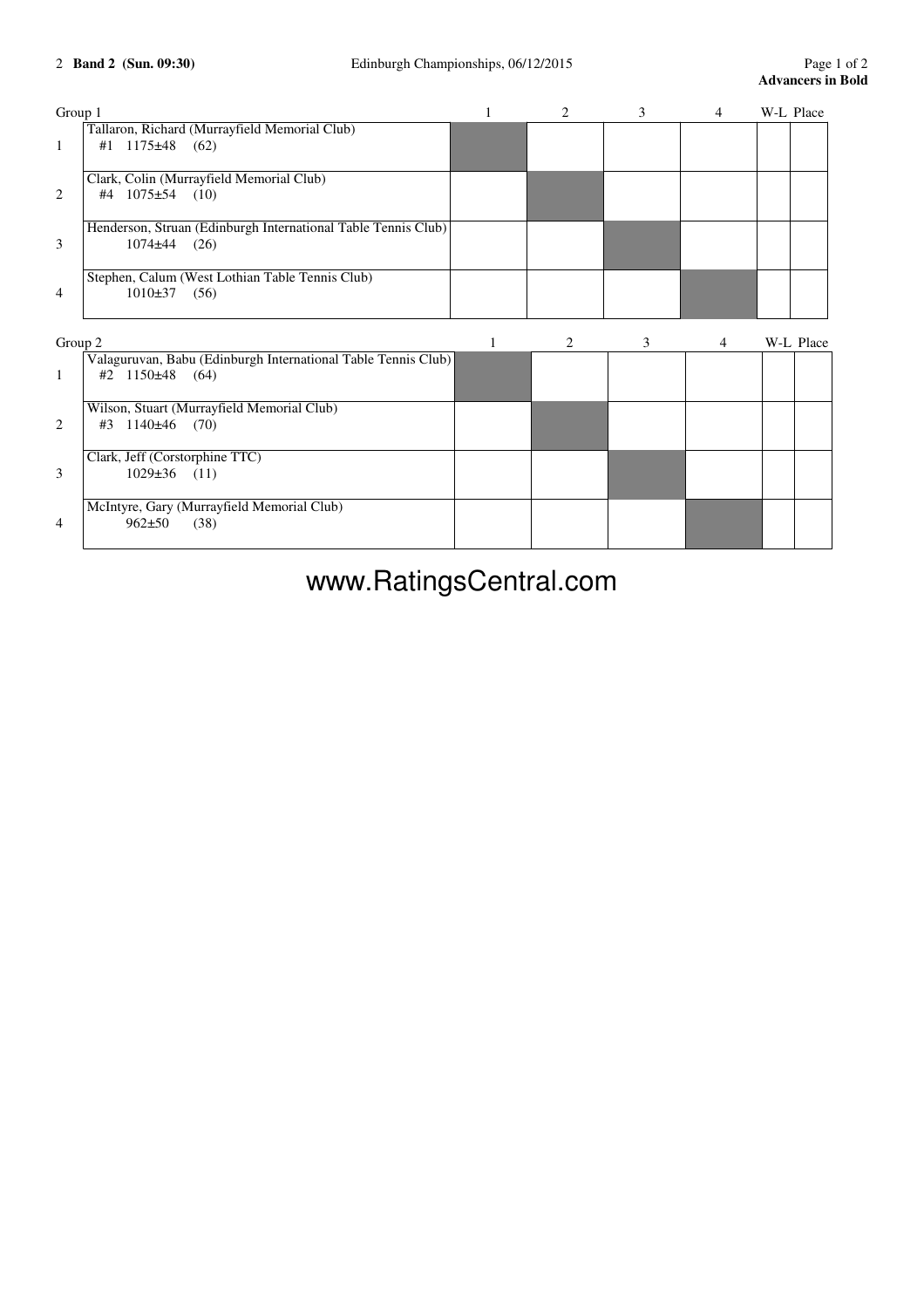**2 Band 2 (Sun. 09:30)** Edinburgh Championships, 06/12/2015

**Advancers in Bold**

| Group 1 | | 1 | 2 | 3 | 4 | W-L | Place |
|---|---|---|---|---|---|---|---|
| 1 | Tallaron, Richard (Murrayfield Memorial Club) #1 1175±48 (62) | | | | | | |
| 2 | Clark, Colin (Murrayfield Memorial Club) #4 1075±54 (10) | | | | | | |
| 3 | Henderson, Struan (Edinburgh International Table Tennis Club) 1074±44 (26) | | | | | | |
| 4 | Stephen, Calum (West Lothian Table Tennis Club) 1010±37 (56) | | | | | | |

| Group 2 | | 1 | 2 | 3 | 4 | W-L | Place |
|---|---|---|---|---|---|---|---|
| 1 | Valaguruvan, Babu (Edinburgh International Table Tennis Club) #2 1150±48 (64) | | | | | | |
| 2 | Wilson, Stuart (Murrayfield Memorial Club) #3 1140±46 (70) | | | | | | |
| 3 | Clark, Jeff (Corstorphine TTC) 1029±36 (11) | | | | | | |
| 4 | McIntyre, Gary (Murrayfield Memorial Club) 962±50 (38) | | | | | | |

www.RatingsCentral.com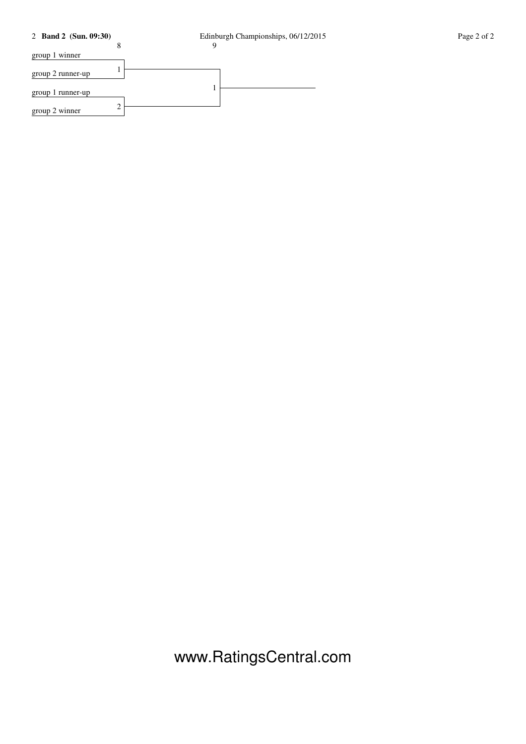**Band 2 (Sun. 09:30)**

| 8 | | 9 |
|---|---|---|
| group 1 winner | 1 | |
| group 2 runner-up | | 1 |
| group 1 runner-up | 2 | |
| group 2 winner | | |

www.RatingsCentral.com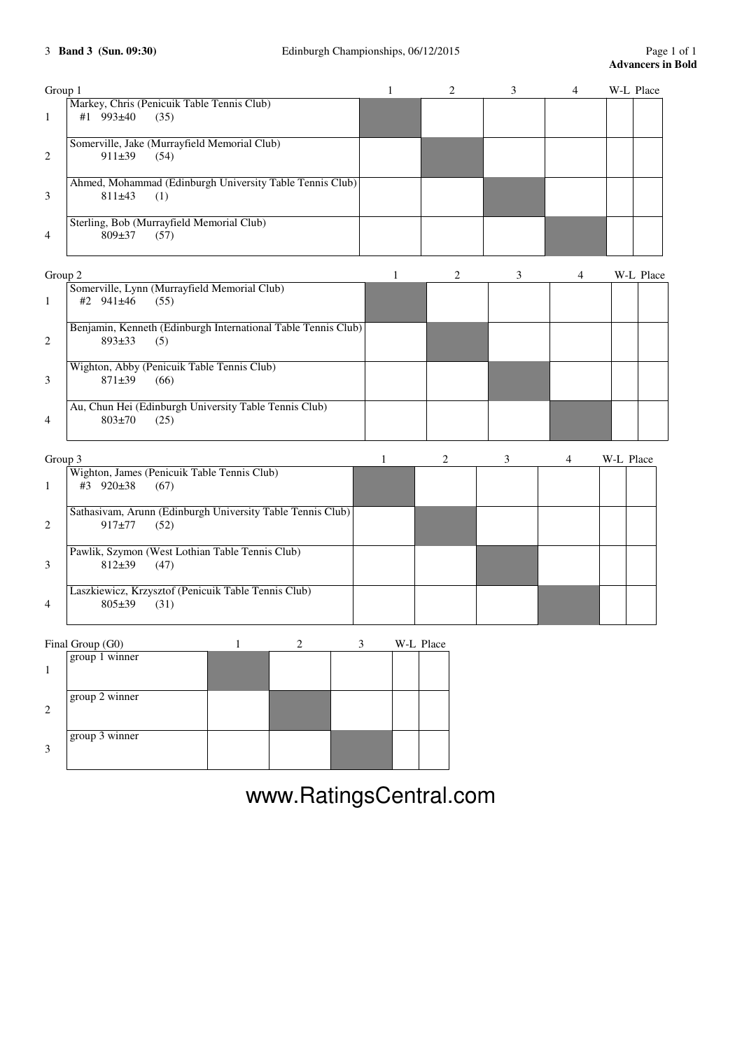3 **Band 3 (Sun. 09:30)** Edinburgh Championships, 06/12/2015

**Advancers in Bold**

| Group 1 | | 1 | 2 | 3 | 4 | W-L | Place |
|---|---|---|---|---|---|---|---|
| 1 | Markey, Chris (Penicuik Table Tennis Club) #1 993±40 (35) | | | | | | |
| 2 | Somerville, Jake (Murrayfield Memorial Club) 911±39 (54) | | | | | | |
| 3 | Ahmed, Mohammad (Edinburgh University Table Tennis Club) 811±43 (1) | | | | | | |
| 4 | Sterling, Bob (Murrayfield Memorial Club) 809±37 (57) | | | | | | |

| Group 2 | | 1 | 2 | 3 | 4 | W-L | Place |
|---|---|---|---|---|---|---|---|
| 1 | Somerville, Lynn (Murrayfield Memorial Club) #2 941±46 (55) | | | | | | |
| 2 | Benjamin, Kenneth (Edinburgh International Table Tennis Club) 893±33 (5) | | | | | | |
| 3 | Wighton, Abby (Penicuik Table Tennis Club) 871±39 (66) | | | | | | |
| 4 | Au, Chun Hei (Edinburgh University Table Tennis Club) 803±70 (25) | | | | | | |

| Group 3 | | 1 | 2 | 3 | 4 | W-L | Place |
|---|---|---|---|---|---|---|---|
| 1 | Wighton, James (Penicuik Table Tennis Club) #3 920±38 (67) | | | | | | |
| 2 | Sathasivam, Arunn (Edinburgh University Table Tennis Club) 917±77 (52) | | | | | | |
| 3 | Pawlik, Szymon (West Lothian Table Tennis Club) 812±39 (47) | | | | | | |
| 4 | Laszkiewicz, Krzysztof (Penicuik Table Tennis Club) 805±39 (31) | | | | | | |

| Final Group (G0) | | 1 | 2 | 3 | W-L | Place |
|---|---|---|---|---|---|---|
| 1 | group 1 winner | | | | | |
| 2 | group 2 winner | | | | | |
| 3 | group 3 winner | | | | | |

www.RatingsCentral.com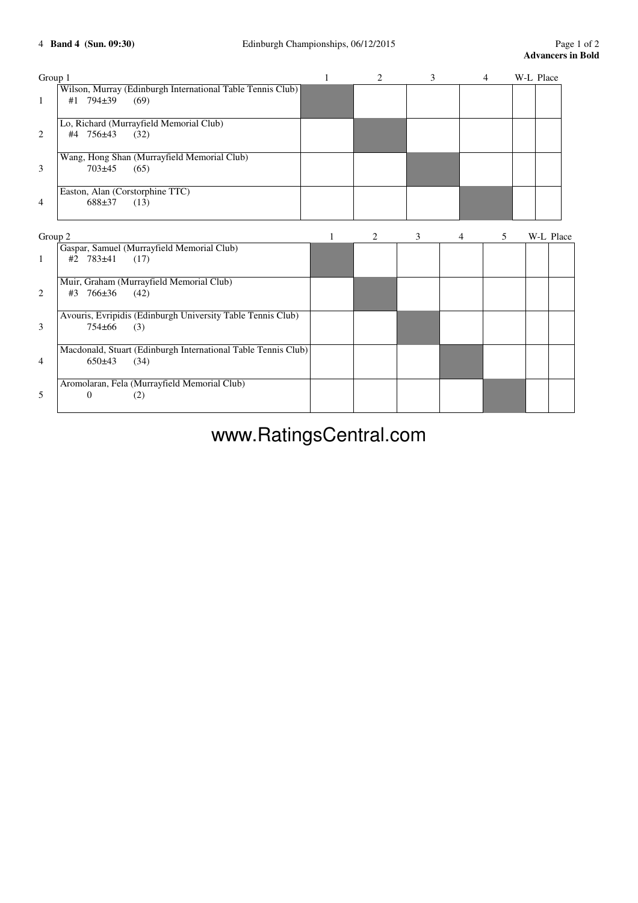4 **Band 4 (Sun. 09:30)** — Edinburgh Championships, 06/12/2015

**Advancers in Bold**

Group 1

| | Player | 1 | 2 | 3 | 4 | W-L | Place |
|---|---|---|---|---|---|---|---|
| 1 | Wilson, Murray (Edinburgh International Table Tennis Club) #1 794±39 (69) | | | | | | |
| 2 | Lo, Richard (Murrayfield Memorial Club) #4 756±43 (32) | | | | | | |
| 3 | Wang, Hong Shan (Murrayfield Memorial Club) 703±45 (65) | | | | | | |
| 4 | Easton, Alan (Corstorphine TTC) 688±37 (13) | | | | | | |

Group 2

| | Player | 1 | 2 | 3 | 4 | 5 | W-L | Place |
|---|---|---|---|---|---|---|---|---|
| 1 | Gaspar, Samuel (Murrayfield Memorial Club) #2 783±41 (17) | | | | | | | |
| 2 | Muir, Graham (Murrayfield Memorial Club) #3 766±36 (42) | | | | | | | |
| 3 | Avouris, Evripidis (Edinburgh University Table Tennis Club) 754±66 (3) | | | | | | | |
| 4 | Macdonald, Stuart (Edinburgh International Table Tennis Club) 650±43 (34) | | | | | | | |
| 5 | Aromolaran, Fela (Murrayfield Memorial Club) 0 (2) | | | | | | | |

www.RatingsCentral.com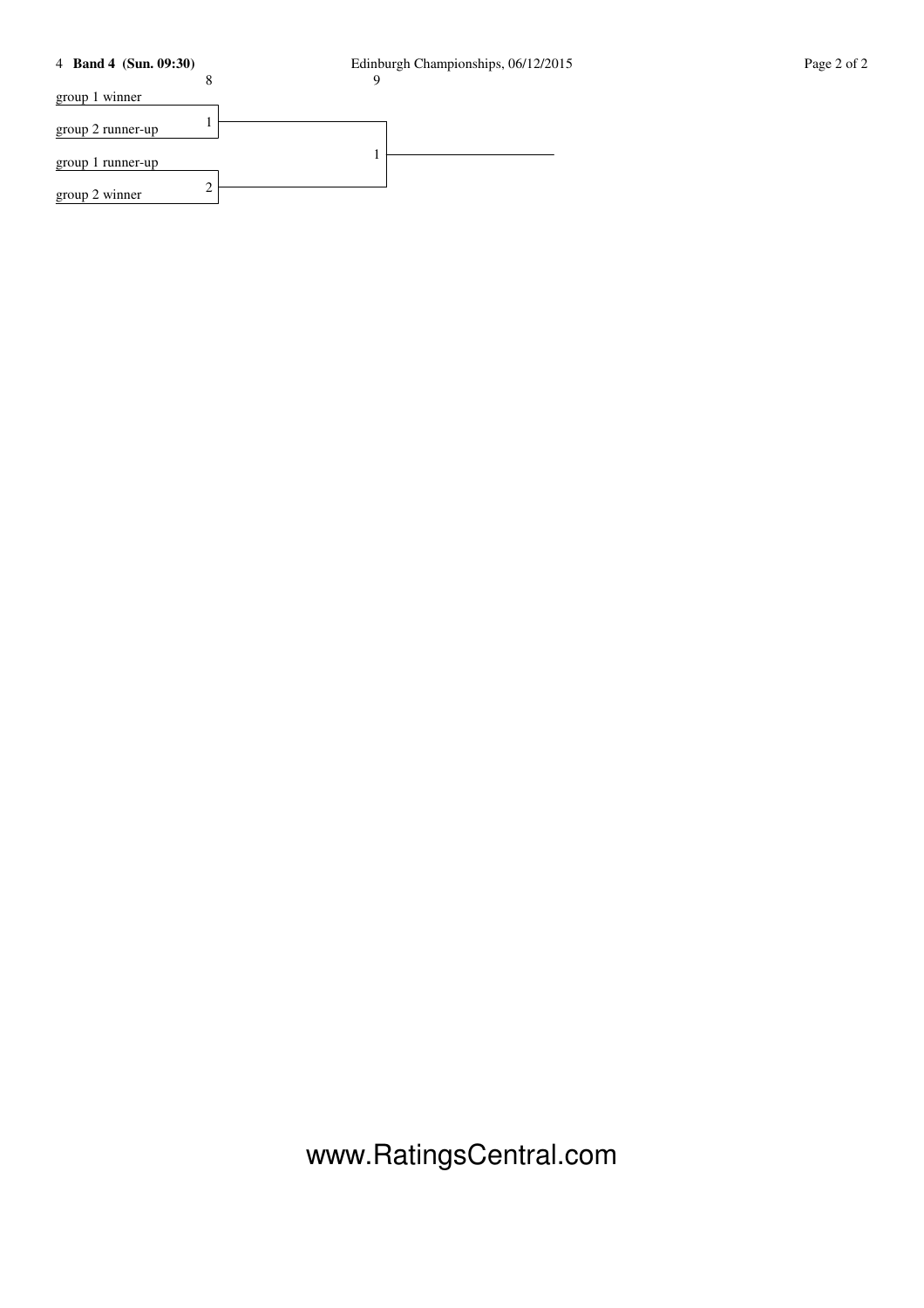**4 Band 4 (Sun. 09:30)**

Edinburgh Championships, 06/12/2015

| 8 | | 9 |
|---|---|---|
| group 1 winner | | |
| group 2 runner-up | 1 | |
| | | 1 |
| group 1 runner-up | | |
| group 2 winner | 2 | |

www.RatingsCentral.com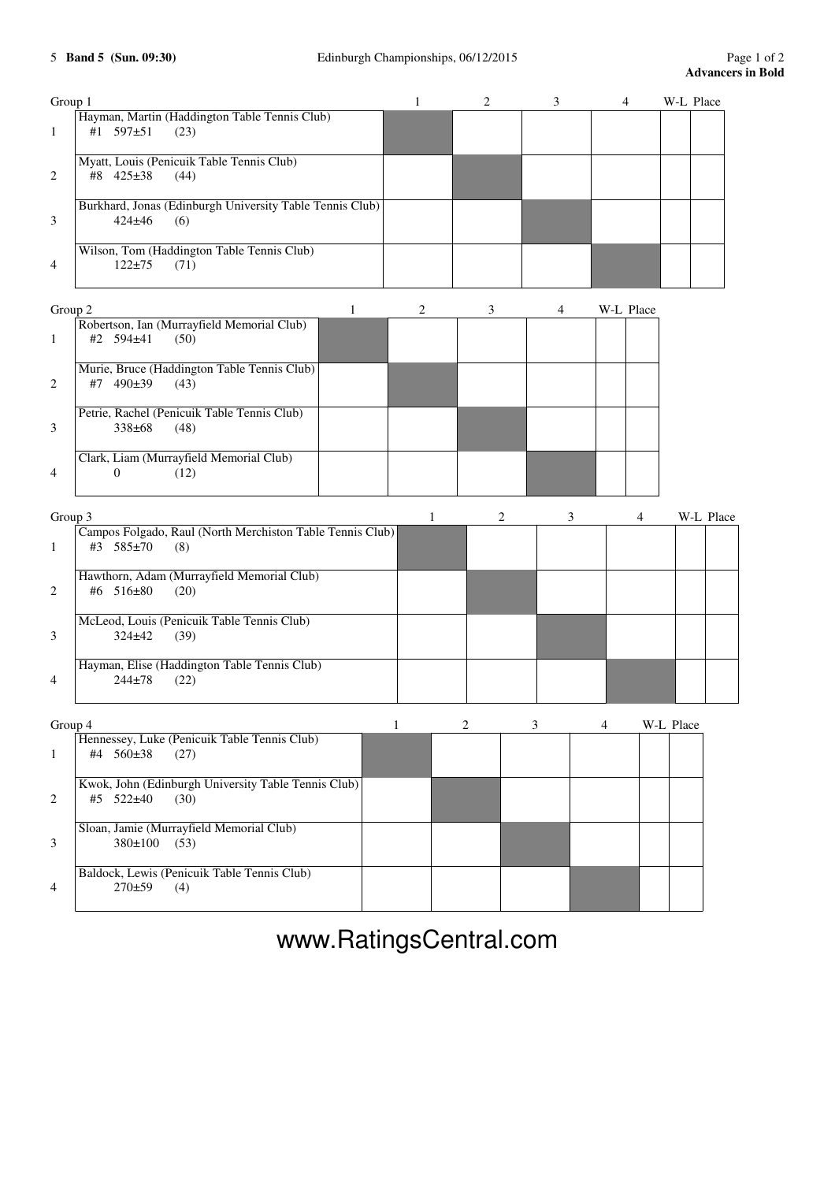5 **Band 5 (Sun. 09:30)** Edinburgh Championships, 06/12/2015

**Advancers in Bold**

Group 1

| | Player | 1 | 2 | 3 | 4 | W-L | Place |
|---|---|---|---|---|---|---|---|
| 1 | Hayman, Martin (Haddington Table Tennis Club) #1 597±51 (23) | | | | | | |
| 2 | Myatt, Louis (Penicuik Table Tennis Club) #8 425±38 (44) | | | | | | |
| 3 | Burkhard, Jonas (Edinburgh University Table Tennis Club) 424±46 (6) | | | | | | |
| 4 | Wilson, Tom (Haddington Table Tennis Club) 122±75 (71) | | | | | | |

Group 2

| | Player | 1 | 2 | 3 | 4 | W-L | Place |
|---|---|---|---|---|---|---|---|
| 1 | Robertson, Ian (Murrayfield Memorial Club) #2 594±41 (50) | | | | | | |
| 2 | Murie, Bruce (Haddington Table Tennis Club) #7 490±39 (43) | | | | | | |
| 3 | Petrie, Rachel (Penicuik Table Tennis Club) 338±68 (48) | | | | | | |
| 4 | Clark, Liam (Murrayfield Memorial Club) 0 (12) | | | | | | |

Group 3

| | Player | 1 | 2 | 3 | 4 | W-L | Place |
|---|---|---|---|---|---|---|---|
| 1 | Campos Folgado, Raul (North Merchiston Table Tennis Club) #3 585±70 (8) | | | | | | |
| 2 | Hawthorn, Adam (Murrayfield Memorial Club) #6 516±80 (20) | | | | | | |
| 3 | McLeod, Louis (Penicuik Table Tennis Club) 324±42 (39) | | | | | | |
| 4 | Hayman, Elise (Haddington Table Tennis Club) 244±78 (22) | | | | | | |

Group 4

| | Player | 1 | 2 | 3 | 4 | W-L | Place |
|---|---|---|---|---|---|---|---|
| 1 | Hennessey, Luke (Penicuik Table Tennis Club) #4 560±38 (27) | | | | | | |
| 2 | Kwok, John (Edinburgh University Table Tennis Club) #5 522±40 (30) | | | | | | |
| 3 | Sloan, Jamie (Murrayfield Memorial Club) 380±100 (53) | | | | | | |
| 4 | Baldock, Lewis (Penicuik Table Tennis Club) 270±59 (4) | | | | | | |

www.RatingsCentral.com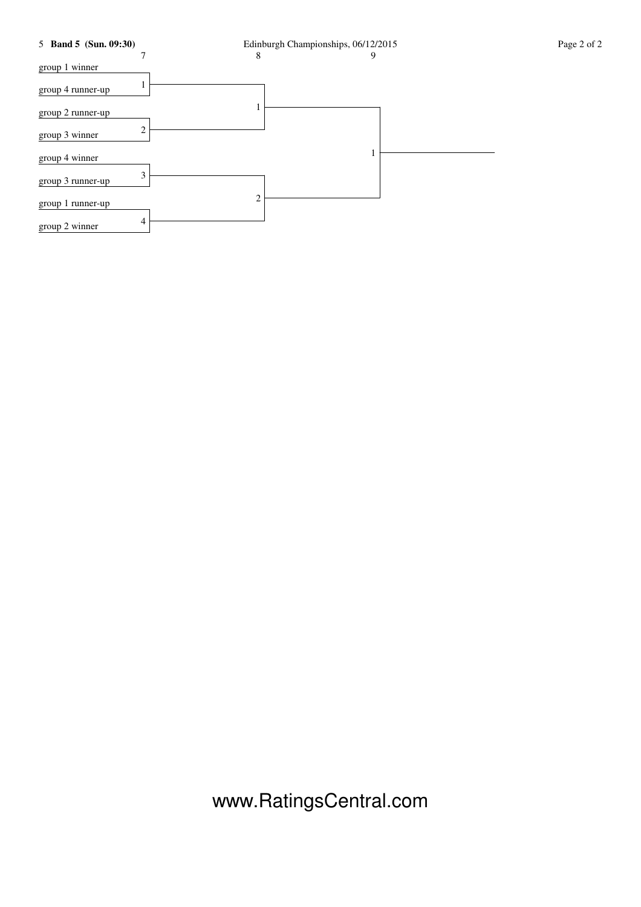**5 Band 5 (Sun. 09:30)**

Edinburgh Championships, 06/12/2015

| 7 | | 8 | 9 |
|---|---|---|---|
| group 1 winner | 1 | 1 | 1 |
| group 4 runner-up | | | |
| group 2 runner-up | 2 | | |
| group 3 winner | | | |
| group 4 winner | 3 | 2 | |
| group 3 runner-up | | | |
| group 1 runner-up | 4 | | |
| group 2 winner | | | |

www.RatingsCentral.com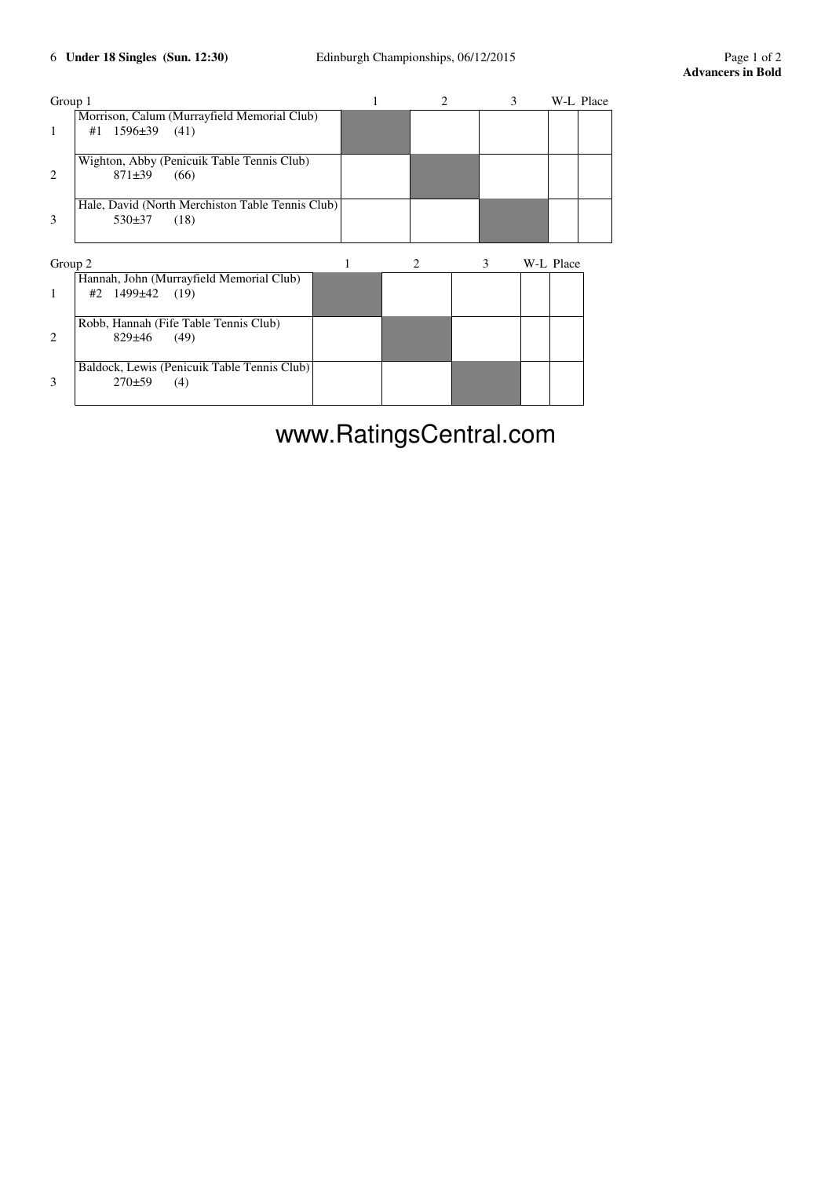**6 Under 18 Singles (Sun. 12:30)** — Edinburgh Championships, 06/12/2015

**Advancers in Bold**

Group 1

| | Player | 1 | 2 | 3 | W-L | Place |
|---|---|---|---|---|---|---|
| 1 | Morrison, Calum (Murrayfield Memorial Club) #1 1596±39 (41) | | | | | |
| 2 | Wighton, Abby (Penicuik Table Tennis Club) 871±39 (66) | | | | | |
| 3 | Hale, David (North Merchiston Table Tennis Club) 530±37 (18) | | | | | |

Group 2

| | Player | 1 | 2 | 3 | W-L | Place |
|---|---|---|---|---|---|---|
| 1 | Hannah, John (Murrayfield Memorial Club) #2 1499±42 (19) | | | | | |
| 2 | Robb, Hannah (Fife Table Tennis Club) 829±46 (49) | | | | | |
| 3 | Baldock, Lewis (Penicuik Table Tennis Club) 270±59 (4) | | | | | |

www.RatingsCentral.com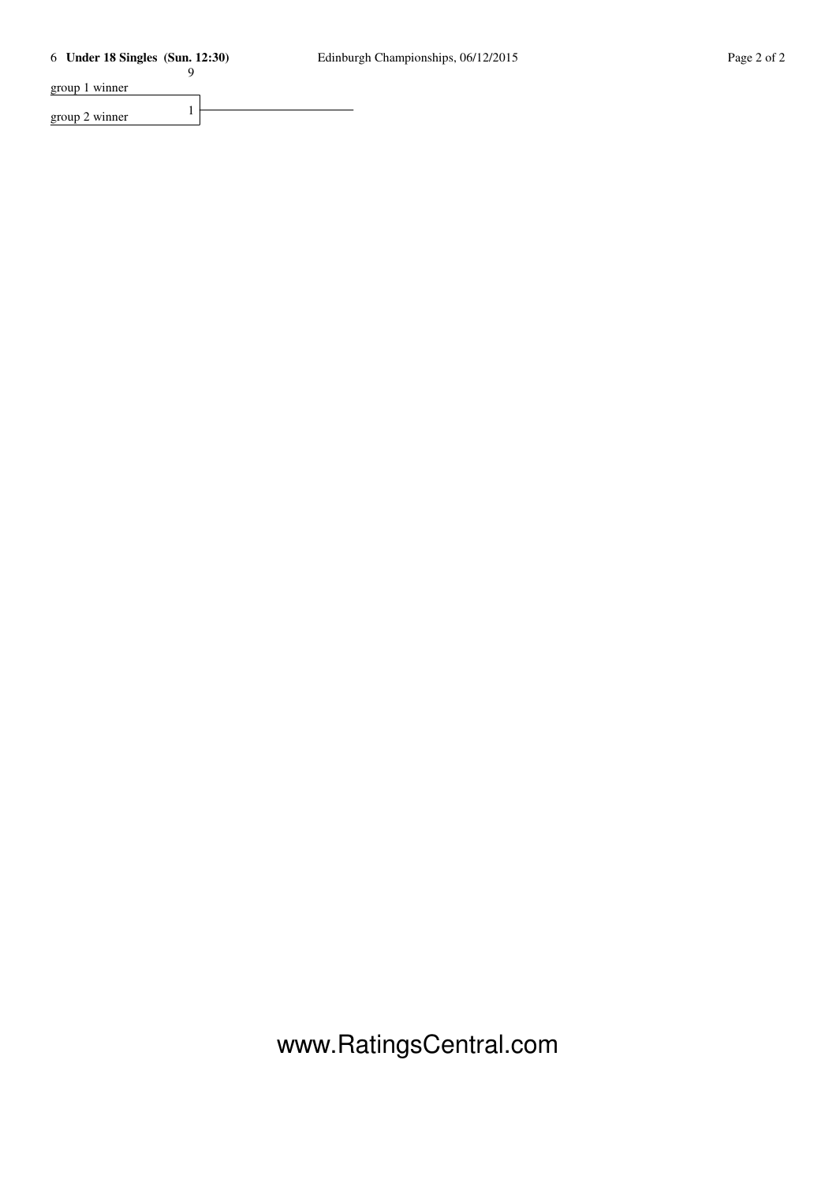## 6 **Under 18 Singles (Sun. 12:30)**

Edinburgh Championships, 06/12/2015

| | Match 9 |
|---|---|
| group 1 winner | |
| group 2 winner | 1 |

www.RatingsCentral.com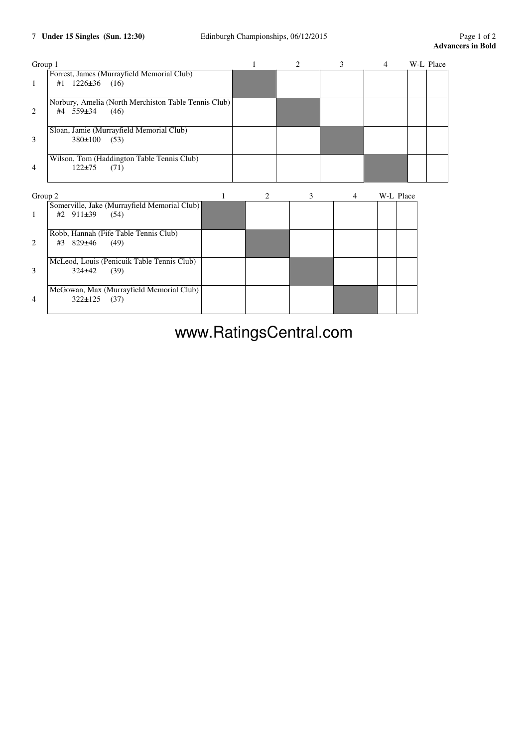7 **Under 15 Singles (Sun. 12:30)** Edinburgh Championships, 06/12/2015

**Advancers in Bold**

| Group 1 | | 1 | 2 | 3 | 4 | W-L | Place |
|---|---|---|---|---|---|---|---|
| 1 | Forrest, James (Murrayfield Memorial Club) #1 1226±36 (16) | | | | | | |
| 2 | Norbury, Amelia (North Merchiston Table Tennis Club) #4 559±34 (46) | | | | | | |
| 3 | Sloan, Jamie (Murrayfield Memorial Club) 380±100 (53) | | | | | | |
| 4 | Wilson, Tom (Haddington Table Tennis Club) 122±75 (71) | | | | | | |

| Group 2 | | 1 | 2 | 3 | 4 | W-L | Place |
|---|---|---|---|---|---|---|---|
| 1 | Somerville, Jake (Murrayfield Memorial Club) #2 911±39 (54) | | | | | | |
| 2 | Robb, Hannah (Fife Table Tennis Club) #3 829±46 (49) | | | | | | |
| 3 | McLeod, Louis (Penicuik Table Tennis Club) 324±42 (39) | | | | | | |
| 4 | McGowan, Max (Murrayfield Memorial Club) 322±125 (37) | | | | | | |

www.RatingsCentral.com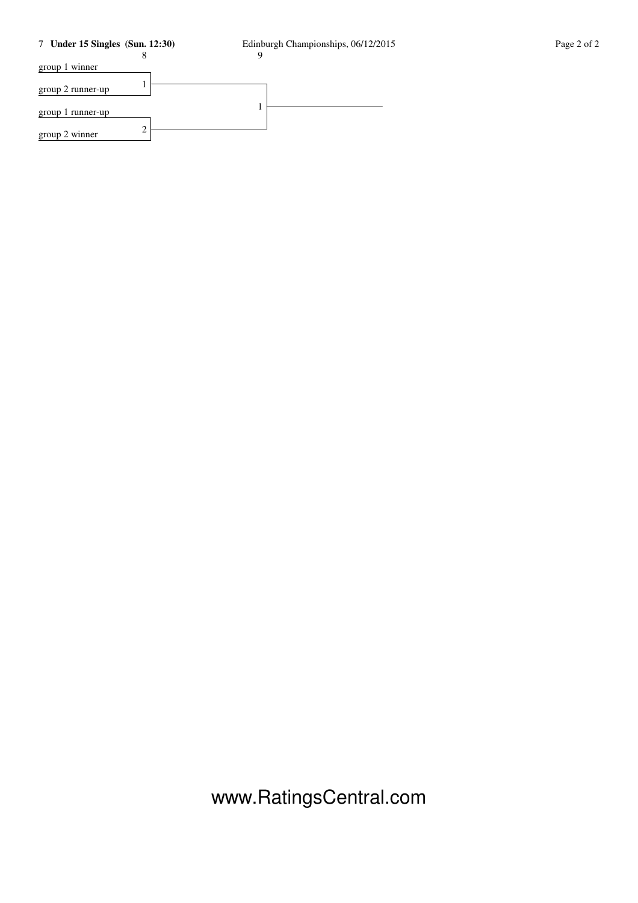7 **Under 15 Singles (Sun. 12:30)**

Edinburgh Championships, 06/12/2015

| 8 | | 9 |
|---|---|---|
| group 1 winner | | |
| group 2 runner-up | 1 | 1 |
| group 1 runner-up | | |
| group 2 winner | 2 | |

www.RatingsCentral.com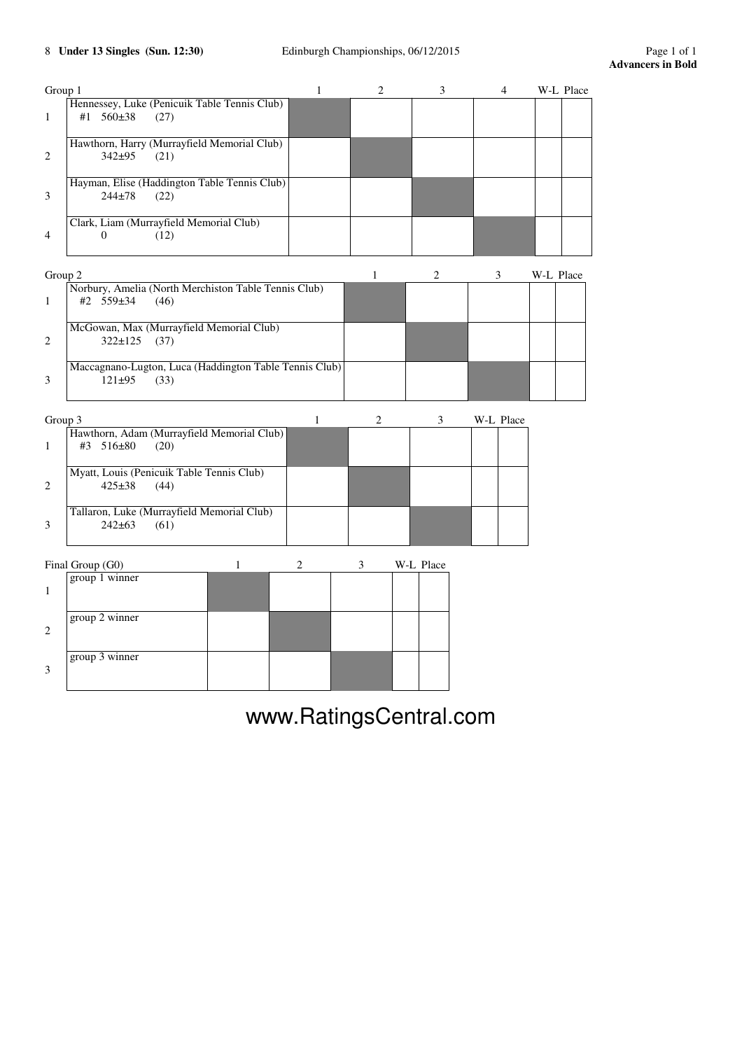8 **Under 13 Singles (Sun. 12:30)** Edinburgh Championships, 06/12/2015

**Advancers in Bold**

| Group 1 | | 1 | 2 | 3 | 4 | W-L | Place |
|---|---|---|---|---|---|---|---|
| 1 | Hennessey, Luke (Penicuik Table Tennis Club) #1 560±38 (27) | | | | | | |
| 2 | Hawthorn, Harry (Murrayfield Memorial Club) 342±95 (21) | | | | | | |
| 3 | Hayman, Elise (Haddington Table Tennis Club) 244±78 (22) | | | | | | |
| 4 | Clark, Liam (Murrayfield Memorial Club) 0 (12) | | | | | | |

| Group 2 | | 1 | 2 | 3 | W-L | Place |
|---|---|---|---|---|---|---|
| 1 | Norbury, Amelia (North Merchiston Table Tennis Club) #2 559±34 (46) | | | | | |
| 2 | McGowan, Max (Murrayfield Memorial Club) 322±125 (37) | | | | | |
| 3 | Maccagnano-Lugton, Luca (Haddington Table Tennis Club) 121±95 (33) | | | | | |

| Group 3 | | 1 | 2 | 3 | W-L | Place |
|---|---|---|---|---|---|---|
| 1 | Hawthorn, Adam (Murrayfield Memorial Club) #3 516±80 (20) | | | | | |
| 2 | Myatt, Louis (Penicuik Table Tennis Club) 425±38 (44) | | | | | |
| 3 | Tallaron, Luke (Murrayfield Memorial Club) 242±63 (61) | | | | | |

| Final Group (G0) | | 1 | 2 | 3 | W-L | Place |
|---|---|---|---|---|---|---|
| 1 | group 1 winner | | | | | |
| 2 | group 2 winner | | | | | |
| 3 | group 3 winner | | | | | |

www.RatingsCentral.com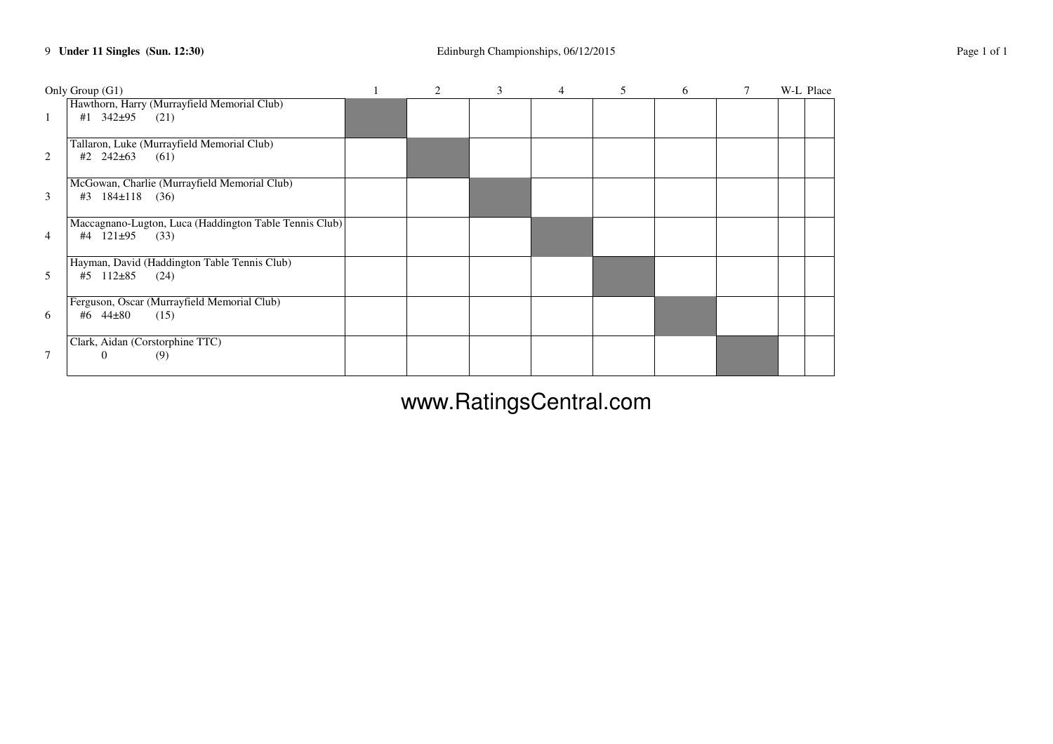9 **Under 11 Singles (Sun. 12:30)**

Edinburgh Championships, 06/12/2015

| | Only Group (G1) | 1 | 2 | 3 | 4 | 5 | 6 | 7 | W-L | Place |
|---|---|---|---|---|---|---|---|---|---|---|
| 1 | Hawthorn, Harry (Murrayfield Memorial Club) #1 342±95 (21) | | | | | | | | | |
| 2 | Tallaron, Luke (Murrayfield Memorial Club) #2 242±63 (61) | | | | | | | | | |
| 3 | McGowan, Charlie (Murrayfield Memorial Club) #3 184±118 (36) | | | | | | | | | |
| 4 | Maccagnano-Lugton, Luca (Haddington Table Tennis Club) #4 121±95 (33) | | | | | | | | | |
| 5 | Hayman, David (Haddington Table Tennis Club) #5 112±85 (24) | | | | | | | | | |
| 6 | Ferguson, Oscar (Murrayfield Memorial Club) #6 44±80 (15) | | | | | | | | | |
| 7 | Clark, Aidan (Corstorphine TTC) 0 (9) | | | | | | | | | |

www.RatingsCentral.com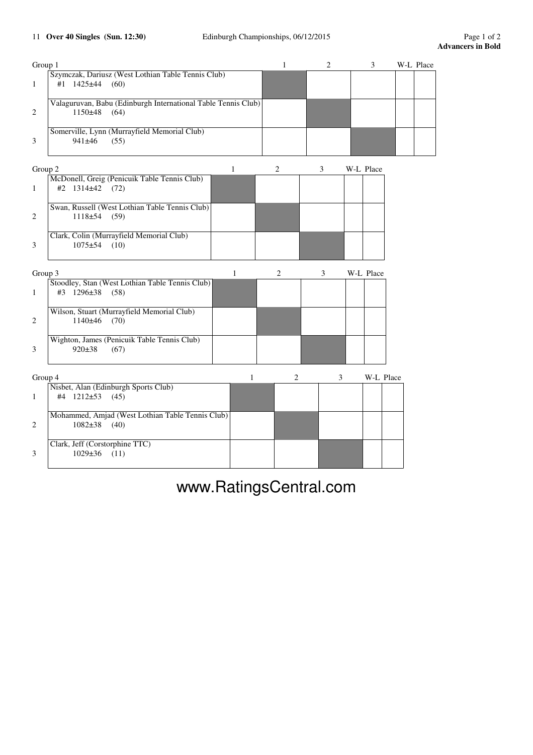11 **Over 40 Singles (Sun. 12:30)** Edinburgh Championships, 06/12/2015

**Advancers in Bold**

| Group 1 | | 1 | 2 | 3 | W-L | Place |
|---|---|---|---|---|---|---|
| 1 | Szymczak, Dariusz (West Lothian Table Tennis Club) #1 1425±44 (60) | | | | | |
| 2 | Valaguruvan, Babu (Edinburgh International Table Tennis Club) 1150±48 (64) | | | | | |
| 3 | Somerville, Lynn (Murrayfield Memorial Club) 941±46 (55) | | | | | |

| Group 2 | | 1 | 2 | 3 | W-L | Place |
|---|---|---|---|---|---|---|
| 1 | McDonell, Greig (Penicuik Table Tennis Club) #2 1314±42 (72) | | | | | |
| 2 | Swan, Russell (West Lothian Table Tennis Club) 1118±54 (59) | | | | | |
| 3 | Clark, Colin (Murrayfield Memorial Club) 1075±54 (10) | | | | | |

| Group 3 | | 1 | 2 | 3 | W-L | Place |
|---|---|---|---|---|---|---|
| 1 | Stoodley, Stan (West Lothian Table Tennis Club) #3 1296±38 (58) | | | | | |
| 2 | Wilson, Stuart (Murrayfield Memorial Club) 1140±46 (70) | | | | | |
| 3 | Wighton, James (Penicuik Table Tennis Club) 920±38 (67) | | | | | |

| Group 4 | | 1 | 2 | 3 | W-L | Place |
|---|---|---|---|---|---|---|
| 1 | Nisbet, Alan (Edinburgh Sports Club) #4 1212±53 (45) | | | | | |
| 2 | Mohammed, Amjad (West Lothian Table Tennis Club) 1082±38 (40) | | | | | |
| 3 | Clark, Jeff (Corstorphine TTC) 1029±36 (11) | | | | | |

www.RatingsCentral.com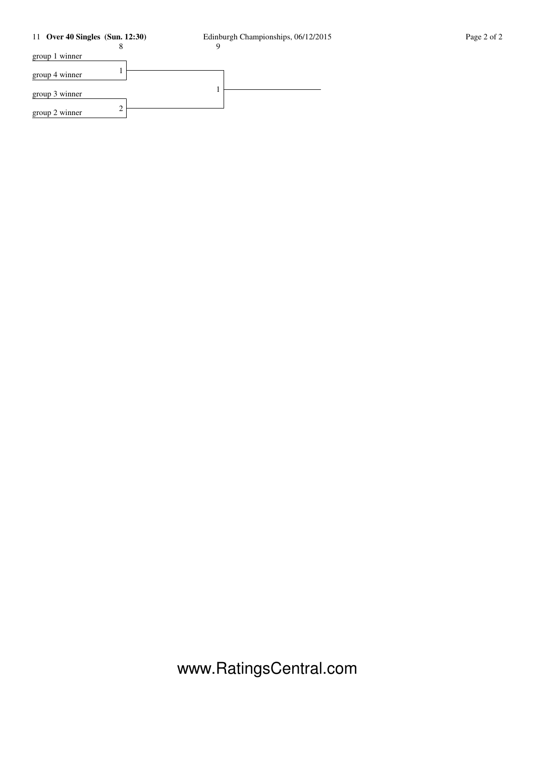11 **Over 40 Singles (Sun. 12:30)**

Edinburgh Championships, 06/12/2015

| 8 | | 9 |
|---|---|---|
| group 1 winner | 1 | |
| group 4 winner | | 1 |
| group 3 winner | 2 | |
| group 2 winner | | |

www.RatingsCentral.com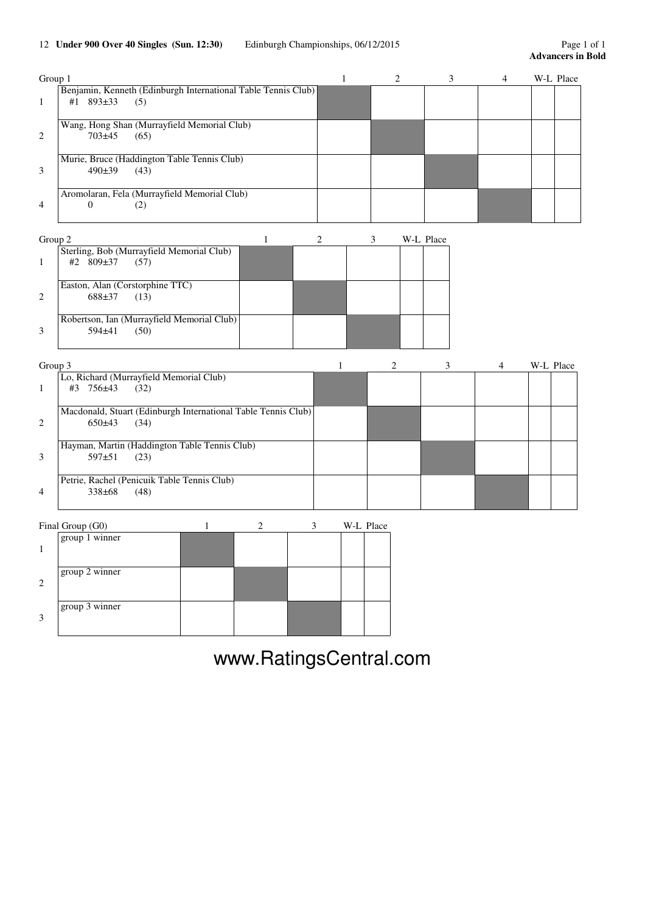12 **Under 900 Over 40 Singles (Sun. 12:30)** Edinburgh Championships, 06/12/2015

**Advancers in Bold**

| Group 1 | | 1 | 2 | 3 | 4 | W-L | Place |
|---|---|---|---|---|---|---|---|
| 1 | Benjamin, Kenneth (Edinburgh International Table Tennis Club) #1 893±33 (5) | | | | | | |
| 2 | Wang, Hong Shan (Murrayfield Memorial Club) 703±45 (65) | | | | | | |
| 3 | Murie, Bruce (Haddington Table Tennis Club) 490±39 (43) | | | | | | |
| 4 | Aromolaran, Fela (Murrayfield Memorial Club) 0 (2) | | | | | | |

| Group 2 | | 1 | 2 | 3 | W-L | Place |
|---|---|---|---|---|---|---|
| 1 | Sterling, Bob (Murrayfield Memorial Club) #2 809±37 (57) | | | | | |
| 2 | Easton, Alan (Corstorphine TTC) 688±37 (13) | | | | | |
| 3 | Robertson, Ian (Murrayfield Memorial Club) 594±41 (50) | | | | | |

| Group 3 | | 1 | 2 | 3 | 4 | W-L | Place |
|---|---|---|---|---|---|---|---|
| 1 | Lo, Richard (Murrayfield Memorial Club) #3 756±43 (32) | | | | | | |
| 2 | Macdonald, Stuart (Edinburgh International Table Tennis Club) 650±43 (34) | | | | | | |
| 3 | Hayman, Martin (Haddington Table Tennis Club) 597±51 (23) | | | | | | |
| 4 | Petrie, Rachel (Penicuik Table Tennis Club) 338±68 (48) | | | | | | |

| Final Group (G0) | | 1 | 2 | 3 | W-L | Place |
|---|---|---|---|---|---|---|
| 1 | group 1 winner | | | | | |
| 2 | group 2 winner | | | | | |
| 3 | group 3 winner | | | | | |

www.RatingsCentral.com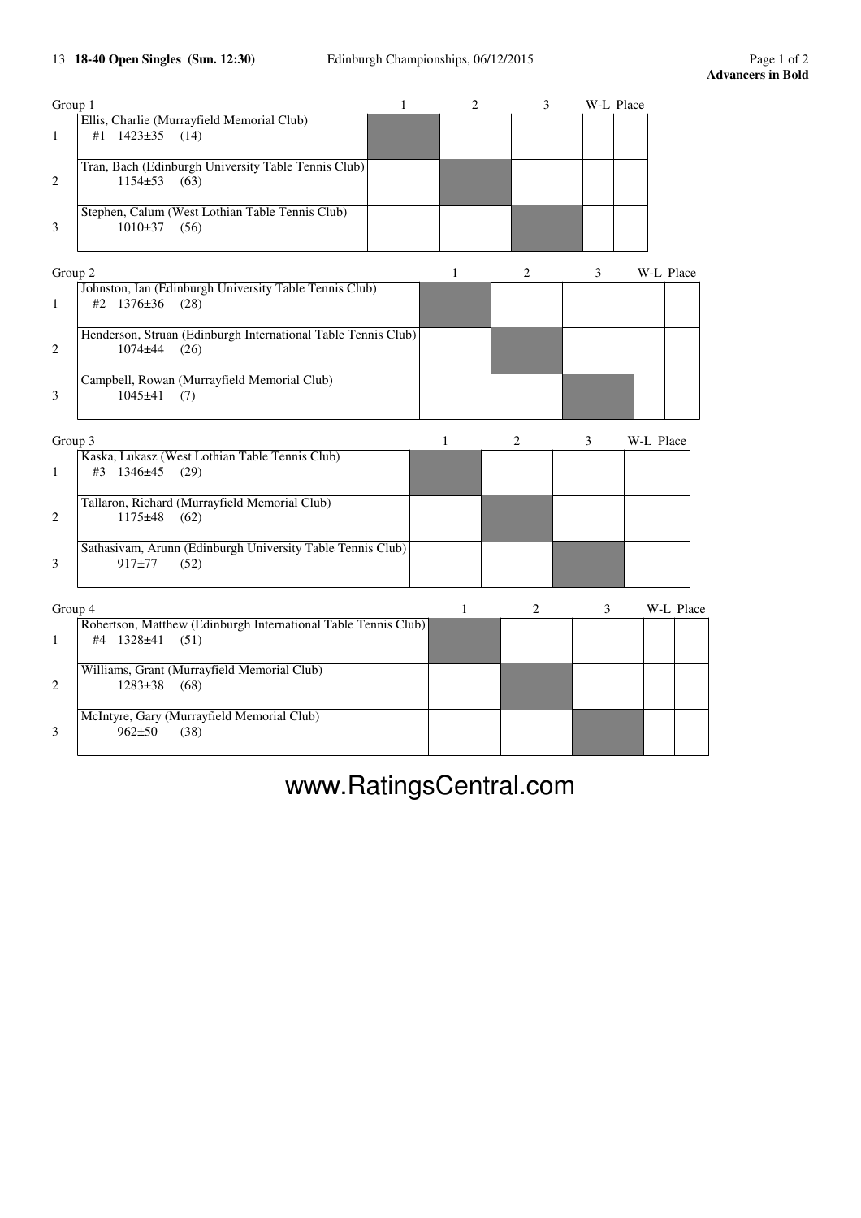13 **18-40 Open Singles (Sun. 12:30)** Edinburgh Championships, 06/12/2015

**Advancers in Bold**

| Group 1 | | 1 | 2 | 3 | W-L | Place |
|---|---|---|---|---|---|---|
| 1 | Ellis, Charlie (Murrayfield Memorial Club) #1 1423±35 (14) | | | | | |
| 2 | Tran, Bach (Edinburgh University Table Tennis Club) 1154±53 (63) | | | | | |
| 3 | Stephen, Calum (West Lothian Table Tennis Club) 1010±37 (56) | | | | | |

| Group 2 | | 1 | 2 | 3 | W-L | Place |
|---|---|---|---|---|---|---|
| 1 | Johnston, Ian (Edinburgh University Table Tennis Club) #2 1376±36 (28) | | | | | |
| 2 | Henderson, Struan (Edinburgh International Table Tennis Club) 1074±44 (26) | | | | | |
| 3 | Campbell, Rowan (Murrayfield Memorial Club) 1045±41 (7) | | | | | |

| Group 3 | | 1 | 2 | 3 | W-L | Place |
|---|---|---|---|---|---|---|
| 1 | Kaska, Lukasz (West Lothian Table Tennis Club) #3 1346±45 (29) | | | | | |
| 2 | Tallaron, Richard (Murrayfield Memorial Club) 1175±48 (62) | | | | | |
| 3 | Sathasivam, Arunn (Edinburgh University Table Tennis Club) 917±77 (52) | | | | | |

| Group 4 | | 1 | 2 | 3 | W-L | Place |
|---|---|---|---|---|---|---|
| 1 | Robertson, Matthew (Edinburgh International Table Tennis Club) #4 1328±41 (51) | | | | | |
| 2 | Williams, Grant (Murrayfield Memorial Club) 1283±38 (68) | | | | | |
| 3 | McIntyre, Gary (Murrayfield Memorial Club) 962±50 (38) | | | | | |

www.RatingsCentral.com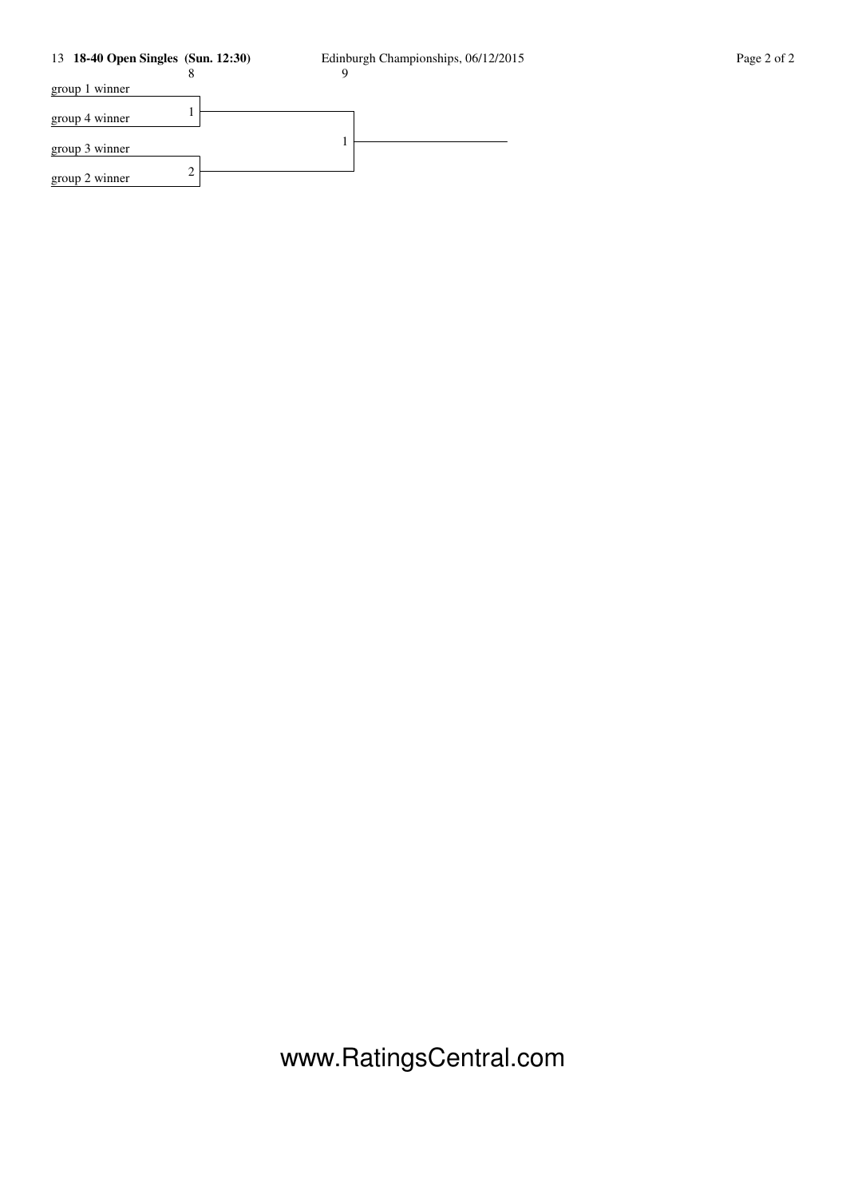13 **18-40 Open Singles (Sun. 12:30)** Edinburgh Championships, 06/12/2015

| 8 | | 9 | |
|---|---|---|---|
| group 1 winner | 1 | | |
| group 4 winner | | 1 | |
| group 3 winner | 2 | | |
| group 2 winner | | | |

www.RatingsCentral.com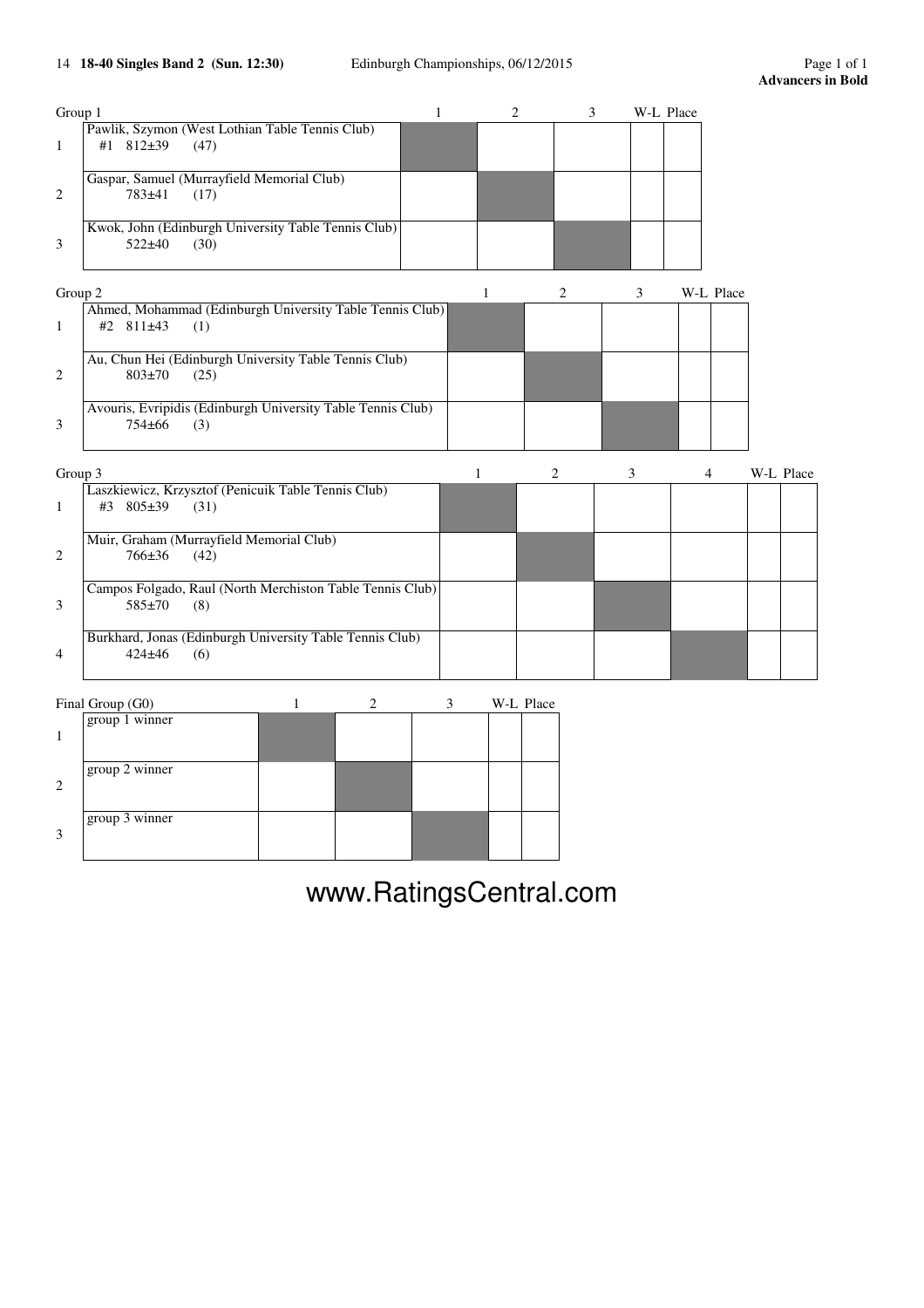14 **18-40 Singles Band 2 (Sun. 12:30)** Edinburgh Championships, 06/12/2015

**Advancers in Bold**

| Group 1 | | 1 | 2 | 3 | W-L | Place |
|---|---|---|---|---|---|---|
| 1 | Pawlik, Szymon (West Lothian Table Tennis Club) #1 812±39 (47) | | | | | |
| 2 | Gaspar, Samuel (Murrayfield Memorial Club) 783±41 (17) | | | | | |
| 3 | Kwok, John (Edinburgh University Table Tennis Club) 522±40 (30) | | | | | |

| Group 2 | | 1 | 2 | 3 | W-L | Place |
|---|---|---|---|---|---|---|
| 1 | Ahmed, Mohammad (Edinburgh University Table Tennis Club) #2 811±43 (1) | | | | | |
| 2 | Au, Chun Hei (Edinburgh University Table Tennis Club) 803±70 (25) | | | | | |
| 3 | Avouris, Evripidis (Edinburgh University Table Tennis Club) 754±66 (3) | | | | | |

| Group 3 | | 1 | 2 | 3 | 4 | W-L | Place |
|---|---|---|---|---|---|---|---|
| 1 | Laszkiewicz, Krzysztof (Penicuik Table Tennis Club) #3 805±39 (31) | | | | | | |
| 2 | Muir, Graham (Murrayfield Memorial Club) 766±36 (42) | | | | | | |
| 3 | Campos Folgado, Raul (North Merchiston Table Tennis Club) 585±70 (8) | | | | | | |
| 4 | Burkhard, Jonas (Edinburgh University Table Tennis Club) 424±46 (6) | | | | | | |

| Final Group (G0) | | 1 | 2 | 3 | W-L | Place |
|---|---|---|---|---|---|---|
| 1 | group 1 winner | | | | | |
| 2 | group 2 winner | | | | | |
| 3 | group 3 winner | | | | | |

www.RatingsCentral.com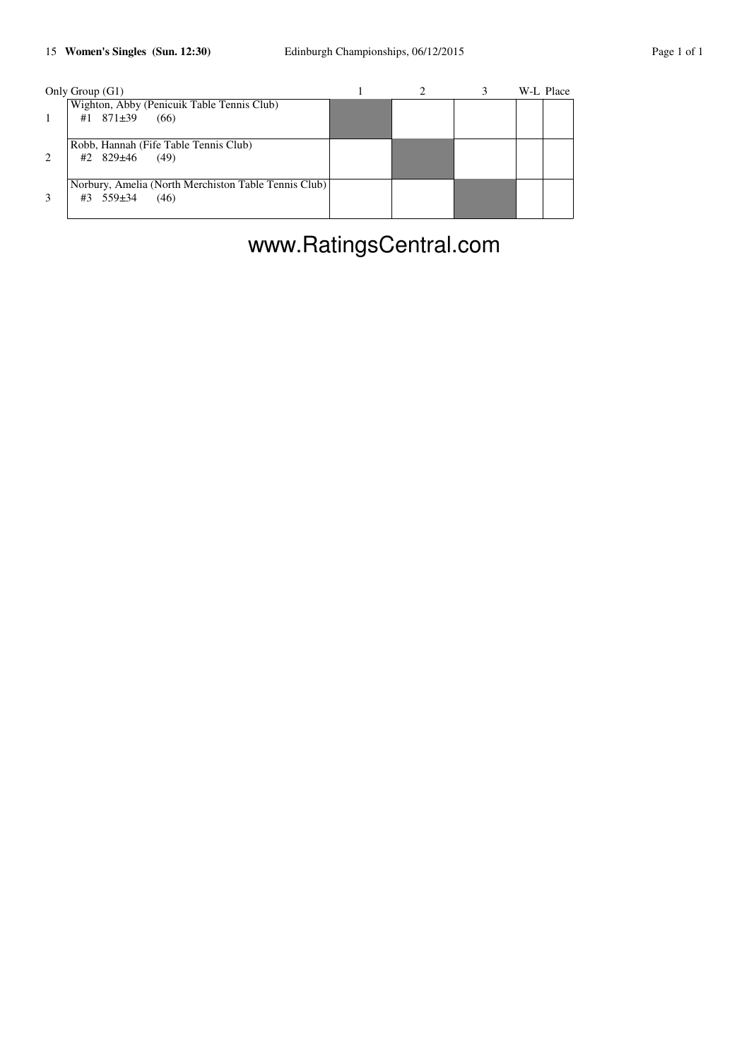## 15 **Women's Singles (Sun. 12:30)**

Edinburgh Championships, 06/12/2015

| Only Group (G1) | | 1 | 2 | 3 | W-L | Place |
|---|---|---|---|---|---|---|
| 1 | Wighton, Abby (Penicuik Table Tennis Club) #1 871±39 (66) | | | | | |
| 2 | Robb, Hannah (Fife Table Tennis Club) #2 829±46 (49) | | | | | |
| 3 | Norbury, Amelia (North Merchiston Table Tennis Club) #3 559±34 (46) | | | | | |

www.RatingsCentral.com